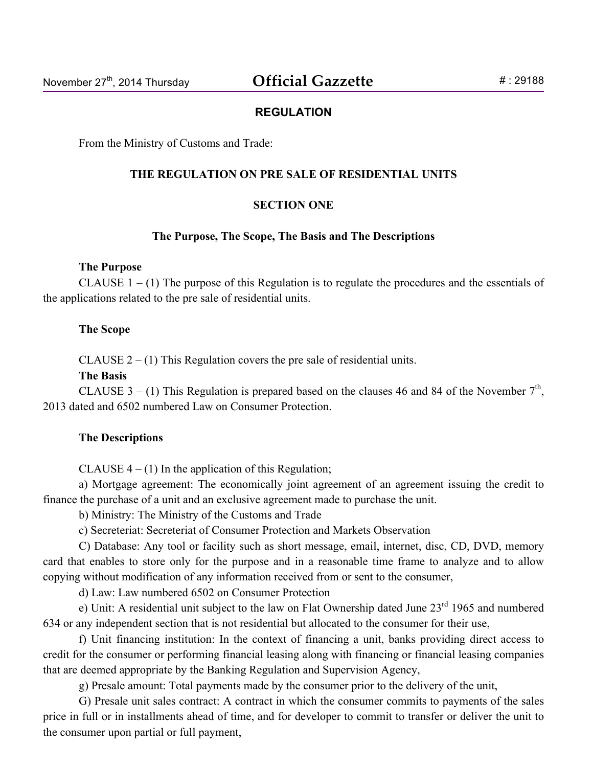**REGULATION**

From the Ministry of Customs and Trade:

# THE REGULATION ON PRE SALE OF RESIDENTIAL UNITS

## SECTION ONE

### The Purpose, The Scope, The Basis and The Descriptions

**The Purpose**

CLAUSE 1 – (1) The purpose of this Regulation is to regulate the procedures and the essentials of the applications related to the pre sale of residential units.

**The Scope**

CLAUSE 2 – (1) This Regulation covers the pre sale of residential units.

**The Basis**

CLAUSE 3 – (1) This Regulation is prepared based on the clauses 46 and 84 of the November 7th, 2013 dated and 6502 numbered Law on Consumer Protection.

**The Descriptions**

CLAUSE 4 – (1) In the application of this Regulation;

a) Mortgage agreement: The economically joint agreement of an agreement issuing the credit to finance the purchase of a unit and an exclusive agreement made to purchase the unit.

b) Ministry: The Ministry of the Customs and Trade

c) Secreteriat: Secreteriat of Consumer Protection and Markets Observation

C) Database: Any tool or facility such as short message, email, internet, disc, CD, DVD, memory card that enables to store only for the purpose and in a reasonable time frame to analyze and to allow copying without modification of any information received from or sent to the consumer,

d) Law: Law numbered 6502 on Consumer Protection

e) Unit: A residential unit subject to the law on Flat Ownership dated June 23rd 1965 and numbered 634 or any independent section that is not residential but allocated to the consumer for their use,

f) Unit financing institution: In the context of financing a unit, banks providing direct access to credit for the consumer or performing financial leasing along with financing or financial leasing companies that are deemed appropriate by the Banking Regulation and Supervision Agency,

g) Presale amount: Total payments made by the consumer prior to the delivery of the unit,

G) Presale unit sales contract: A contract in which the consumer commits to payments of the sales price in full or in installments ahead of time, and for developer to commit to transfer or deliver the unit to the consumer upon partial or full payment,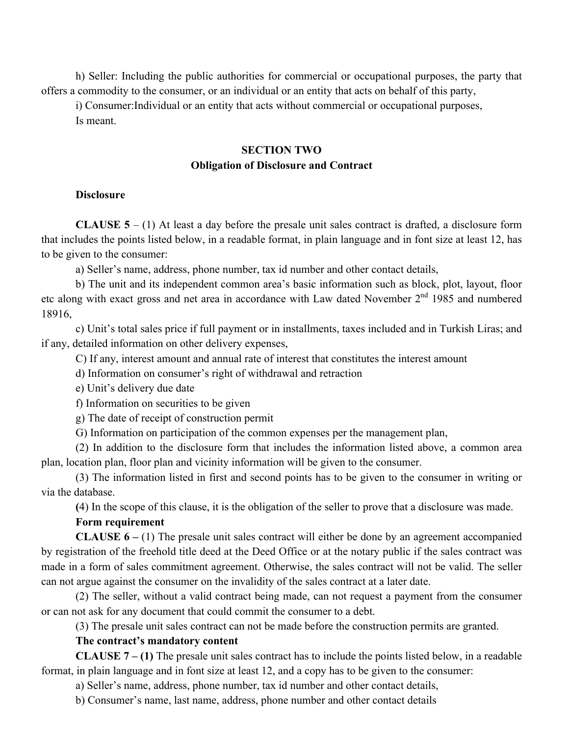h) Seller: Including the public authorities for commercial or occupational purposes, the party that offers a commodity to the consumer, or an individual or an entity that acts on behalf of this party,

i) Consumer:Individual or an entity that acts without commercial or occupational purposes,

Is meant.

## SECTION TWO
## Obligation of Disclosure and Contract

**Disclosure**

**CLAUSE 5** – (1) At least a day before the presale unit sales contract is drafted, a disclosure form that includes the points listed below, in a readable format, in plain language and in font size at least 12, has to be given to the consumer:

a) Seller's name, address, phone number, tax id number and other contact details,

b) The unit and its independent common area's basic information such as block, plot, layout, floor etc along with exact gross and net area in accordance with Law dated November 2nd 1985 and numbered 18916,

c) Unit's total sales price if full payment or in installments, taxes included and in Turkish Liras; and if any, detailed information on other delivery expenses,

C) If any, interest amount and annual rate of interest that constitutes the interest amount

d) Information on consumer's right of withdrawal and retraction

e) Unit's delivery due date

f) Information on securities to be given

g) The date of receipt of construction permit

G) Information on participation of the common expenses per the management plan,

(2) In addition to the disclosure form that includes the information listed above, a common area plan, location plan, floor plan and vicinity information will be given to the consumer.

(3) The information listed in first and second points has to be given to the consumer in writing or via the database.

**(**4) In the scope of this clause, it is the obligation of the seller to prove that a disclosure was made.

**Form requirement**

**CLAUSE 6 –** (1) The presale unit sales contract will either be done by an agreement accompanied by registration of the freehold title deed at the Deed Office or at the notary public if the sales contract was made in a form of sales commitment agreement. Otherwise, the sales contract will not be valid. The seller can not argue against the consumer on the invalidity of the sales contract at a later date.

(2) The seller, without a valid contract being made, can not request a payment from the consumer or can not ask for any document that could commit the consumer to a debt.

(3) The presale unit sales contract can not be made before the construction permits are granted.

**The contract's mandatory content**

**CLAUSE 7 – (1)** The presale unit sales contract has to include the points listed below, in a readable format, in plain language and in font size at least 12, and a copy has to be given to the consumer:

a) Seller's name, address, phone number, tax id number and other contact details,

b) Consumer's name, last name, address, phone number and other contact details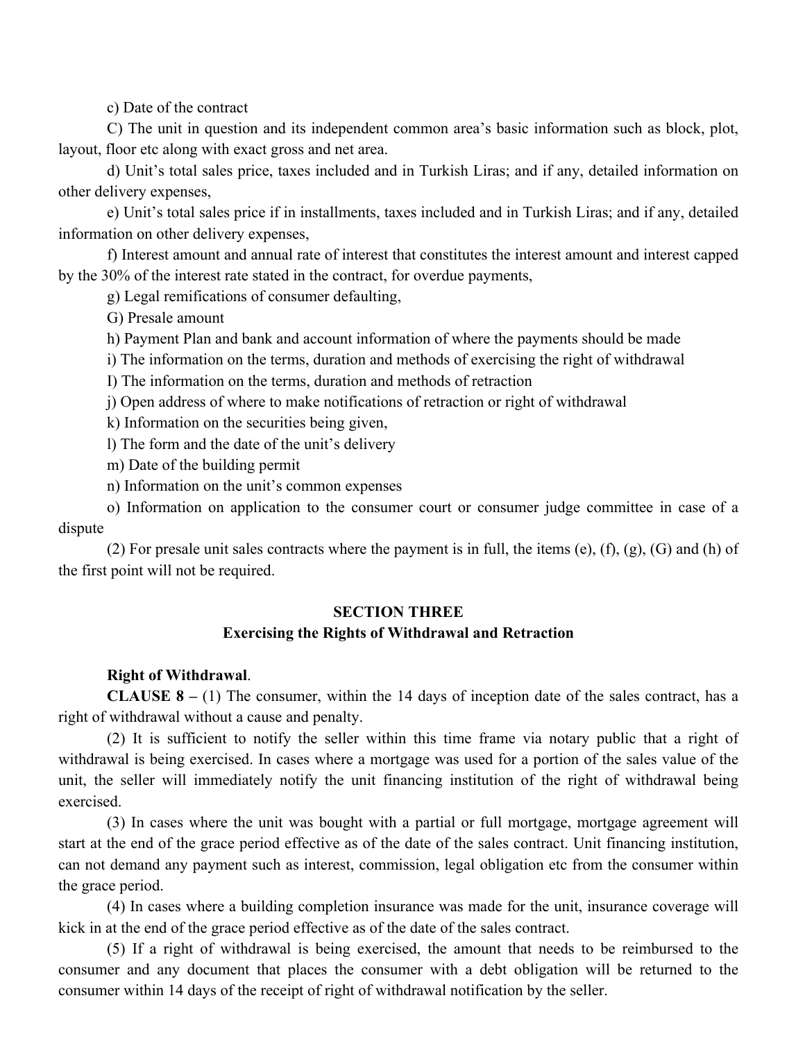c) Date of the contract

C) The unit in question and its independent common area's basic information such as block, plot, layout, floor etc along with exact gross and net area.

d) Unit's total sales price, taxes included and in Turkish Liras; and if any, detailed information on other delivery expenses,

e) Unit's total sales price if in installments, taxes included and in Turkish Liras; and if any, detailed information on other delivery expenses,

f) Interest amount and annual rate of interest that constitutes the interest amount and interest capped by the 30% of the interest rate stated in the contract, for overdue payments,

g) Legal remifications of consumer defaulting,

G) Presale amount

h) Payment Plan and bank and account information of where the payments should be made

i) The information on the terms, duration and methods of exercising the right of withdrawal

I) The information on the terms, duration and methods of retraction

j) Open address of where to make notifications of retraction or right of withdrawal

k) Information on the securities being given,

l) The form and the date of the unit's delivery

m) Date of the building permit

n) Information on the unit's common expenses

o) Information on application to the consumer court or consumer judge committee in case of a dispute

(2) For presale unit sales contracts where the payment is in full, the items (e), (f), (g), (G) and (h) of the first point will not be required.

## SECTION THREE
## Exercising the Rights of Withdrawal and Retraction

**Right of Withdrawal**.

**CLAUSE 8 –** (1) The consumer, within the 14 days of inception date of the sales contract, has a right of withdrawal without a cause and penalty.

(2) It is sufficient to notify the seller within this time frame via notary public that a right of withdrawal is being exercised. In cases where a mortgage was used for a portion of the sales value of the unit, the seller will immediately notify the unit financing institution of the right of withdrawal being exercised.

(3) In cases where the unit was bought with a partial or full mortgage, mortgage agreement will start at the end of the grace period effective as of the date of the sales contract. Unit financing institution, can not demand any payment such as interest, commission, legal obligation etc from the consumer within the grace period.

(4) In cases where a building completion insurance was made for the unit, insurance coverage will kick in at the end of the grace period effective as of the date of the sales contract.

(5) If a right of withdrawal is being exercised, the amount that needs to be reimbursed to the consumer and any document that places the consumer with a debt obligation will be returned to the consumer within 14 days of the receipt of right of withdrawal notification by the seller.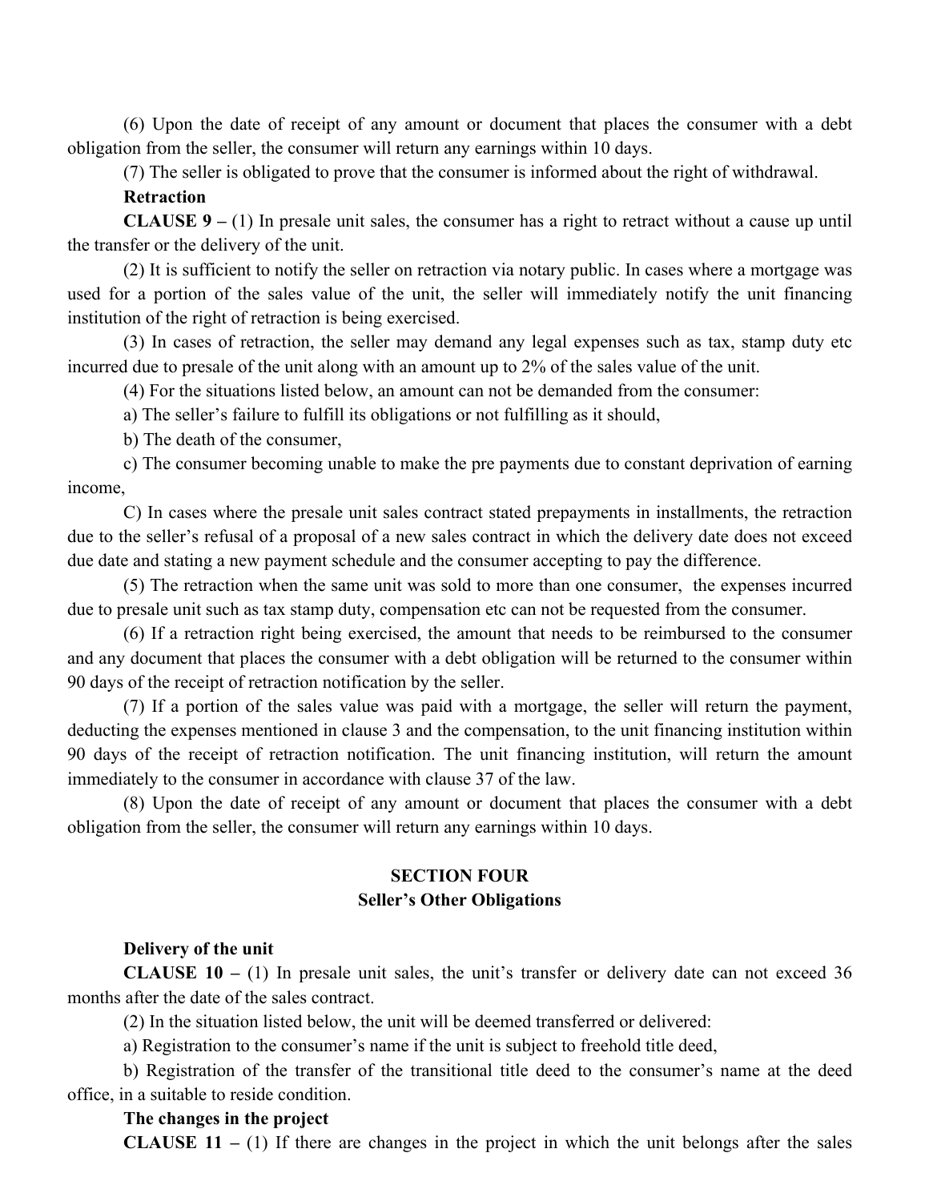(6) Upon the date of receipt of any amount or document that places the consumer with a debt obligation from the seller, the consumer will return any earnings within 10 days.

(7) The seller is obligated to prove that the consumer is informed about the right of withdrawal.

**Retraction**

**CLAUSE 9 –** (1) In presale unit sales, the consumer has a right to retract without a cause up until the transfer or the delivery of the unit.

(2) It is sufficient to notify the seller on retraction via notary public. In cases where a mortgage was used for a portion of the sales value of the unit, the seller will immediately notify the unit financing institution of the right of retraction is being exercised.

(3) In cases of retraction, the seller may demand any legal expenses such as tax, stamp duty etc incurred due to presale of the unit along with an amount up to 2% of the sales value of the unit.

(4) For the situations listed below, an amount can not be demanded from the consumer:

a) The seller's failure to fulfill its obligations or not fulfilling as it should,

b) The death of the consumer,

c) The consumer becoming unable to make the pre payments due to constant deprivation of earning income,

C) In cases where the presale unit sales contract stated prepayments in installments, the retraction due to the seller's refusal of a proposal of a new sales contract in which the delivery date does not exceed due date and stating a new payment schedule and the consumer accepting to pay the difference.

(5) The retraction when the same unit was sold to more than one consumer, the expenses incurred due to presale unit such as tax stamp duty, compensation etc can not be requested from the consumer.

(6) If a retraction right being exercised, the amount that needs to be reimbursed to the consumer and any document that places the consumer with a debt obligation will be returned to the consumer within 90 days of the receipt of retraction notification by the seller.

(7) If a portion of the sales value was paid with a mortgage, the seller will return the payment, deducting the expenses mentioned in clause 3 and the compensation, to the unit financing institution within 90 days of the receipt of retraction notification. The unit financing institution, will return the amount immediately to the consumer in accordance with clause 37 of the law.

(8) Upon the date of receipt of any amount or document that places the consumer with a debt obligation from the seller, the consumer will return any earnings within 10 days.

## SECTION FOUR
## Seller's Other Obligations

**Delivery of the unit**

**CLAUSE 10 –** (1) In presale unit sales, the unit's transfer or delivery date can not exceed 36 months after the date of the sales contract.

(2) In the situation listed below, the unit will be deemed transferred or delivered:

a) Registration to the consumer's name if the unit is subject to freehold title deed,

b) Registration of the transfer of the transitional title deed to the consumer's name at the deed office, in a suitable to reside condition.

**The changes in the project**

**CLAUSE 11 –** (1) If there are changes in the project in which the unit belongs after the sales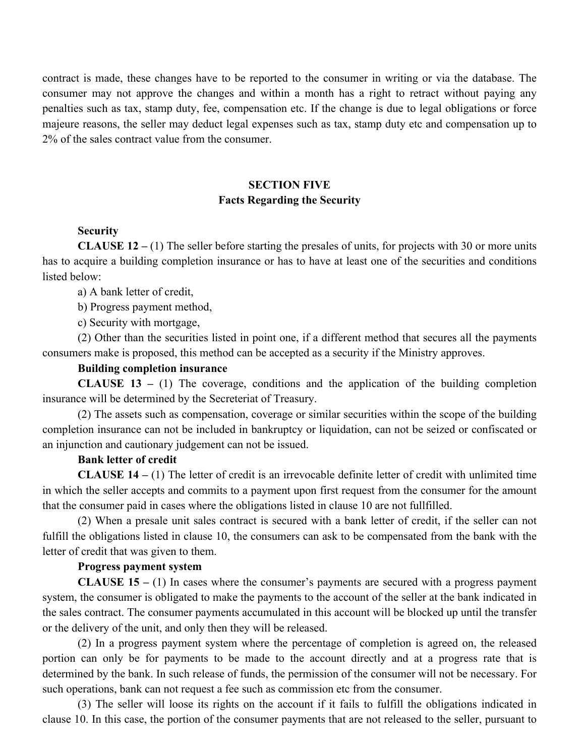contract is made, these changes have to be reported to the consumer in writing or via the database. The consumer may not approve the changes and within a month has a right to retract without paying any penalties such as tax, stamp duty, fee, compensation etc. If the change is due to legal obligations or force majeure reasons, the seller may deduct legal expenses such as tax, stamp duty etc and compensation up to 2% of the sales contract value from the consumer.

## SECTION FIVE
## Facts Regarding the Security

**Security**

**CLAUSE 12 –** (1) The seller before starting the presales of units, for projects with 30 or more units has to acquire a building completion insurance or has to have at least one of the securities and conditions listed below:

a) A bank letter of credit,

b) Progress payment method,

c) Security with mortgage,

(2) Other than the securities listed in point one, if a different method that secures all the payments consumers make is proposed, this method can be accepted as a security if the Ministry approves.

**Building completion insurance**

**CLAUSE 13 –** (1) The coverage, conditions and the application of the building completion insurance will be determined by the Secreteriat of Treasury.

(2) The assets such as compensation, coverage or similar securities within the scope of the building completion insurance can not be included in bankruptcy or liquidation, can not be seized or confiscated or an injunction and cautionary judgement can not be issued.

**Bank letter of credit**

**CLAUSE 14 –** (1) The letter of credit is an irrevocable definite letter of credit with unlimited time in which the seller accepts and commits to a payment upon first request from the consumer for the amount that the consumer paid in cases where the obligations listed in clause 10 are not fullfilled.

(2) When a presale unit sales contract is secured with a bank letter of credit, if the seller can not fulfill the obligations listed in clause 10, the consumers can ask to be compensated from the bank with the letter of credit that was given to them.

**Progress payment system**

**CLAUSE 15 –** (1) In cases where the consumer's payments are secured with a progress payment system, the consumer is obligated to make the payments to the account of the seller at the bank indicated in the sales contract. The consumer payments accumulated in this account will be blocked up until the transfer or the delivery of the unit, and only then they will be released.

(2) In a progress payment system where the percentage of completion is agreed on, the released portion can only be for payments to be made to the account directly and at a progress rate that is determined by the bank. In such release of funds, the permission of the consumer will not be necessary. For such operations, bank can not request a fee such as commission etc from the consumer.

(3) The seller will loose its rights on the account if it fails to fulfill the obligations indicated in clause 10. In this case, the portion of the consumer payments that are not released to the seller, pursuant to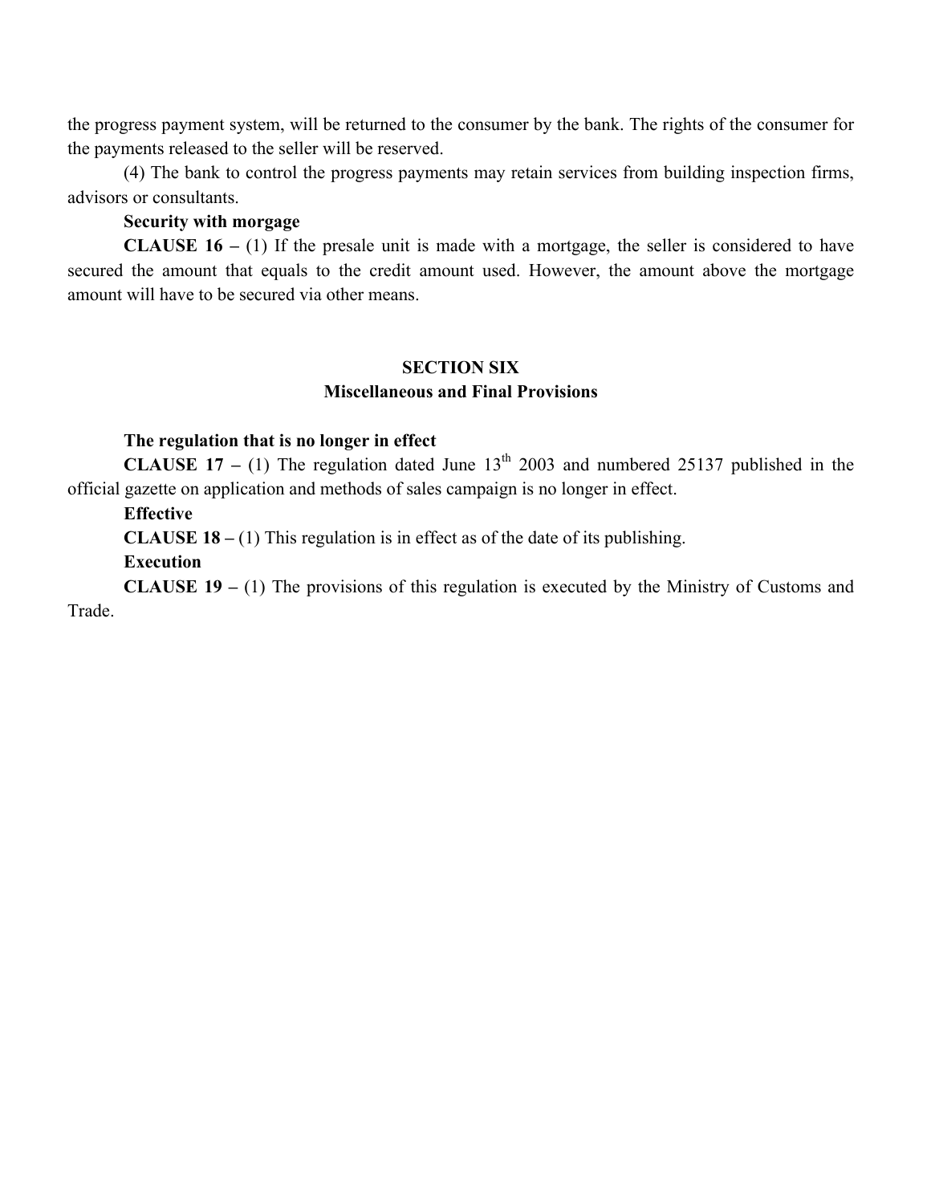the progress payment system, will be returned to the consumer by the bank. The rights of the consumer for the payments released to the seller will be reserved.

(4) The bank to control the progress payments may retain services from building inspection firms, advisors or consultants.

**Security with morgage**

**CLAUSE 16 –** (1) If the presale unit is made with a mortgage, the seller is considered to have secured the amount that equals to the credit amount used. However, the amount above the mortgage amount will have to be secured via other means.

## SECTION SIX
## Miscellaneous and Final Provisions

**The regulation that is no longer in effect**

**CLAUSE 17 –** (1) The regulation dated June 13th 2003 and numbered 25137 published in the official gazette on application and methods of sales campaign is no longer in effect.

**Effective**

**CLAUSE 18 –** (1) This regulation is in effect as of the date of its publishing.

**Execution**

**CLAUSE 19 –** (1) The provisions of this regulation is executed by the Ministry of Customs and Trade.